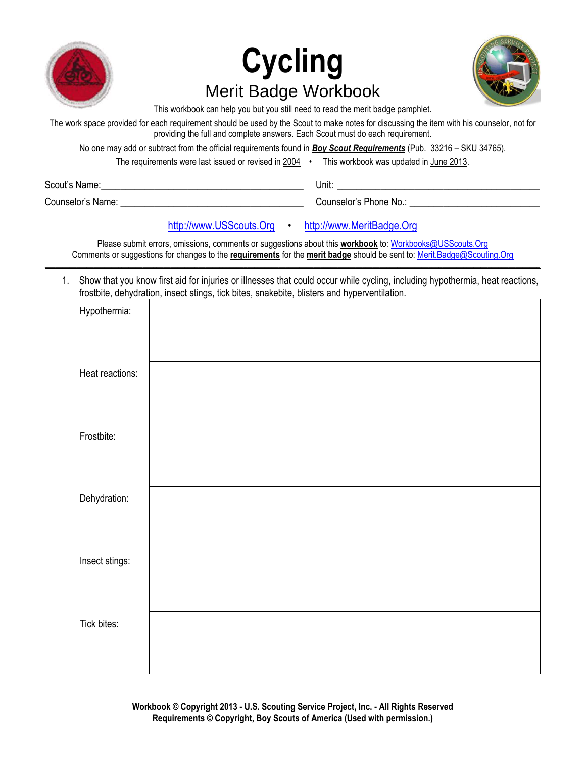# Cycling

## Merit Badge Workbook

This workbook can help you but you still need to read the merit badge pamphlet.

The work space provided for each requirement should be used by the Scout to make notes for discussing the item with his counselor, not for providing the full and complete answers. Each Scout must do each requirement.

No one may add or subtract from the official requirements found in ***Boy Scout Requirements*** (Pub. 33216 – SKU 34765).

The requirements were last issued or revised in 2004 • This workbook was updated in June 2013.

Scout's Name: ________________________________ Unit: ________________________________

Counselor's Name: ________________________________ Counselor's Phone No.: ________________________________

http://www.USScouts.Org • http://www.MeritBadge.Org

Please submit errors, omissions, comments or suggestions about this **workbook** to: Workbooks@USScouts.Org
Comments or suggestions for changes to the **requirements** for the **merit badge** should be sent to: Merit.Badge@Scouting.Org

---

1. Show that you know first aid for injuries or illnesses that could occur while cycling, including hypothermia, heat reactions, frostbite, dehydration, insect stings, tick bites, snakebite, blisters and hyperventilation.

| | |
|---|---|
| Hypothermia: | |
| Heat reactions: | |
| Frostbite: | |
| Dehydration: | |
| Insect stings: | |
| Tick bites: | |

**Workbook © Copyright 2013 - U.S. Scouting Service Project, Inc. - All Rights Reserved**
**Requirements © Copyright, Boy Scouts of America (Used with permission.)**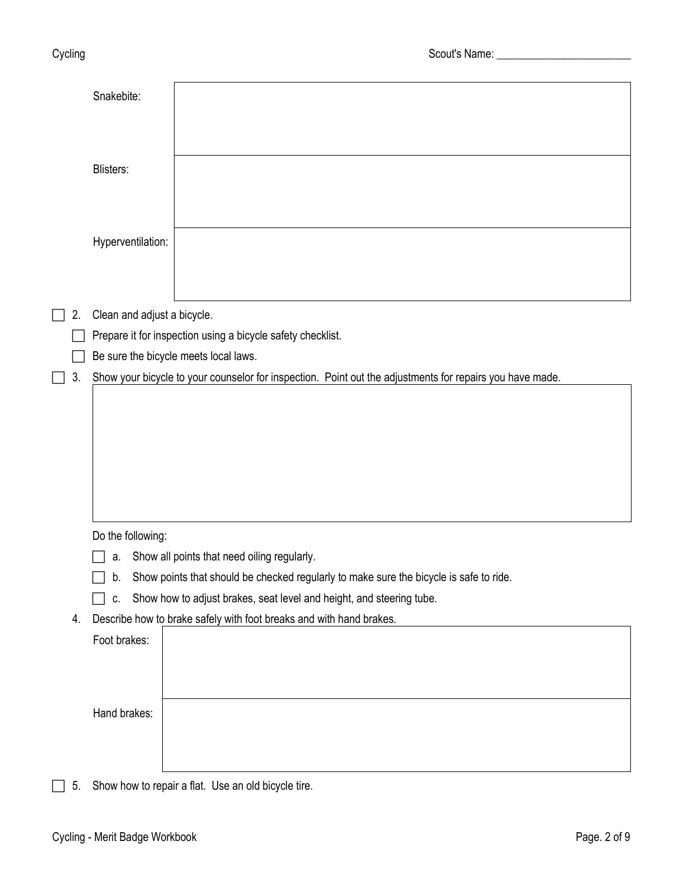Scout's Name: ________________________

| | |
|---|---|
| Snakebite: | |
| Blisters: | |
| Hyperventilation: | |

- [ ] 2. Clean and adjust a bicycle.
  - [ ] Prepare it for inspection using a bicycle safety checklist.
  - [ ] Be sure the bicycle meets local laws.
- [ ] 3. Show your bicycle to your counselor for inspection. Point out the adjustments for repairs you have made.

| |
|---|
| |

Do the following:

- [ ] a. Show all points that need oiling regularly.
- [ ] b. Show points that should be checked regularly to make sure the bicycle is safe to ride.
- [ ] c. Show how to adjust brakes, seat level and height, and steering tube.

4. Describe how to brake safely with foot breaks and with hand brakes.

| | |
|---|---|
| Foot brakes: | |
| Hand brakes: | |

- [ ] 5. Show how to repair a flat. Use an old bicycle tire.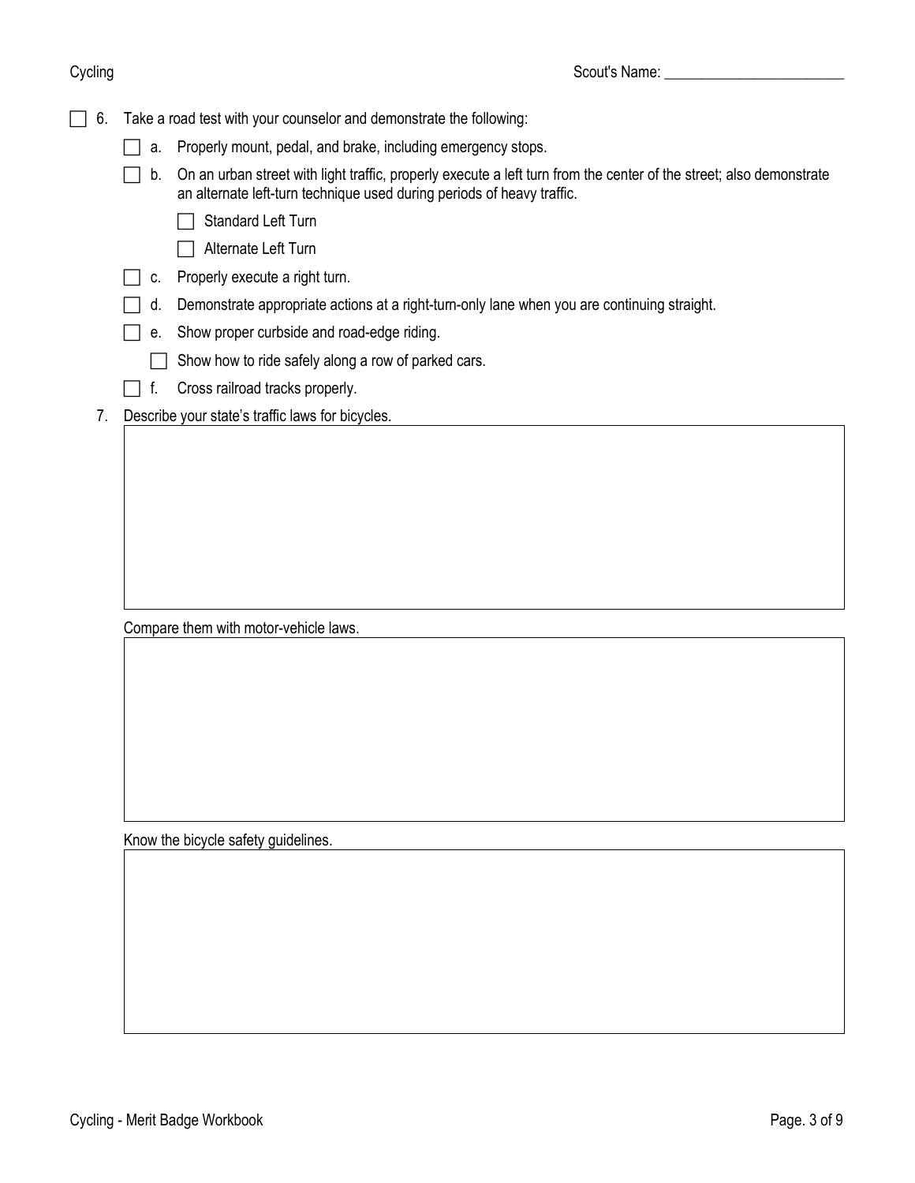- [ ] 6. Take a road test with your counselor and demonstrate the following:
  - [ ] a. Properly mount, pedal, and brake, including emergency stops.
  - [ ] b. On an urban street with light traffic, properly execute a left turn from the center of the street; also demonstrate an alternate left-turn technique used during periods of heavy traffic.
    - [ ] Standard Left Turn
    - [ ] Alternate Left Turn
  - [ ] c. Properly execute a right turn.
  - [ ] d. Demonstrate appropriate actions at a right-turn-only lane when you are continuing straight.
  - [ ] e. Show proper curbside and road-edge riding.
    - [ ] Show how to ride safely along a row of parked cars.
  - [ ] f. Cross railroad tracks properly.

7. Describe your state's traffic laws for bicycles.

Compare them with motor-vehicle laws.

Know the bicycle safety guidelines.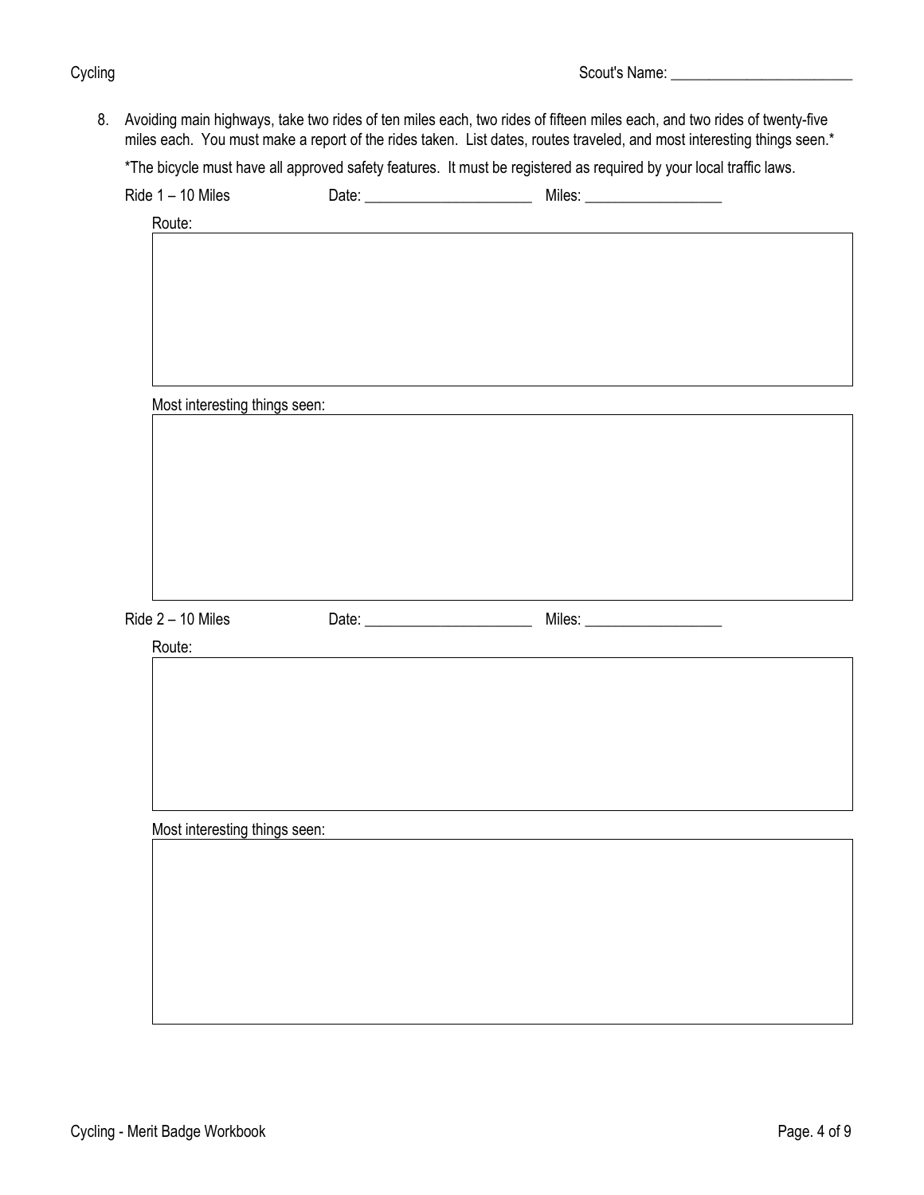Scout's Name: ________________________

8. Avoiding main highways, take two rides of ten miles each, two rides of fifteen miles each, and two rides of twenty-five miles each. You must make a report of the rides taken. List dates, routes traveled, and most interesting things seen.*

   *The bicycle must have all approved safety features. It must be registered as required by your local traffic laws.

   Ride 1 – 10 Miles    Date: ______________________    Miles: __________________

   Route:

   Most interesting things seen:

   Ride 2 – 10 Miles    Date: ______________________    Miles: __________________

   Route:

   Most interesting things seen: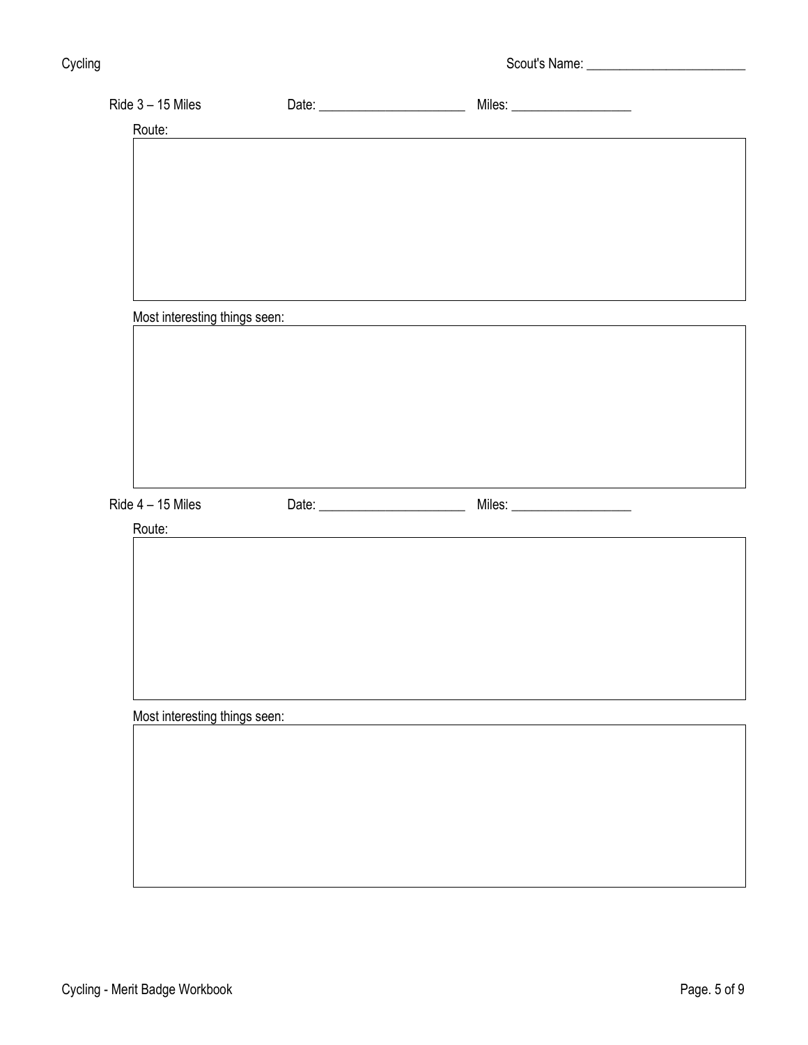Scout's Name: _________________________

Ride 3 – 15 Miles Date: _______________________ Miles: ___________________

Route:

Most interesting things seen:

Ride 4 – 15 Miles Date: _______________________ Miles: ___________________

Route:

Most interesting things seen: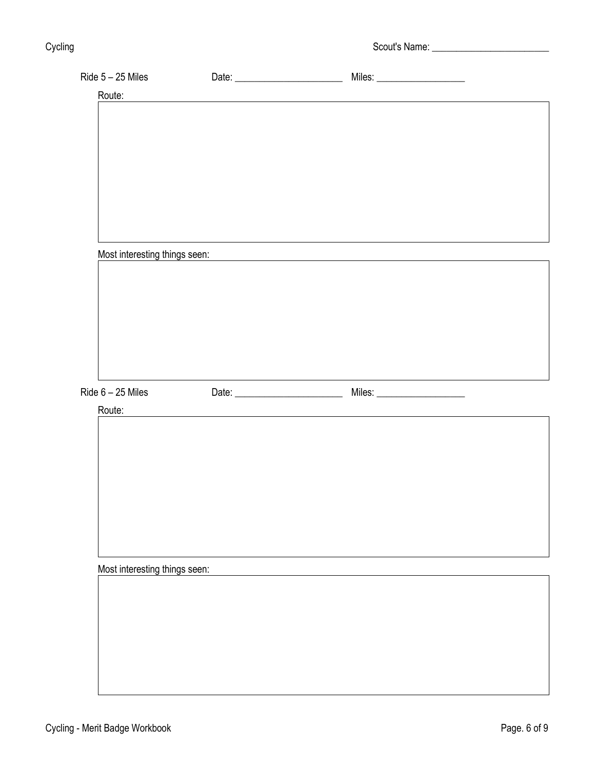Scout's Name: _________________________

Ride 5 – 25 Miles Date: _______________________ Miles: ___________________

Route:

Most interesting things seen:

Ride 6 – 25 Miles Date: _______________________ Miles: ___________________

Route:

Most interesting things seen: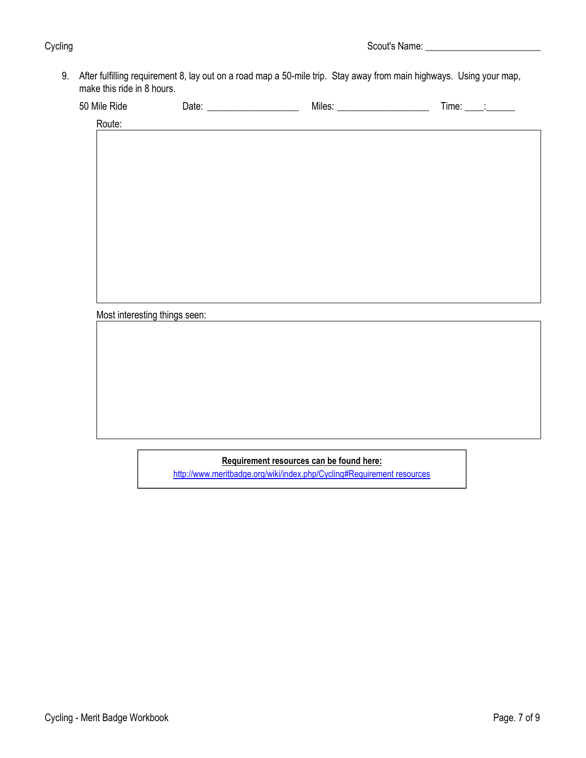9. After fulfilling requirement 8, lay out on a road map a 50-mile trip. Stay away from main highways. Using your map, make this ride in 8 hours.

50 Mile Ride Date: ___________________ Miles: ___________________ Time: ____:______

Route:

Most interesting things seen:

**Requirement resources can be found here:**
http://www.meritbadge.org/wiki/index.php/Cycling#Requirement resources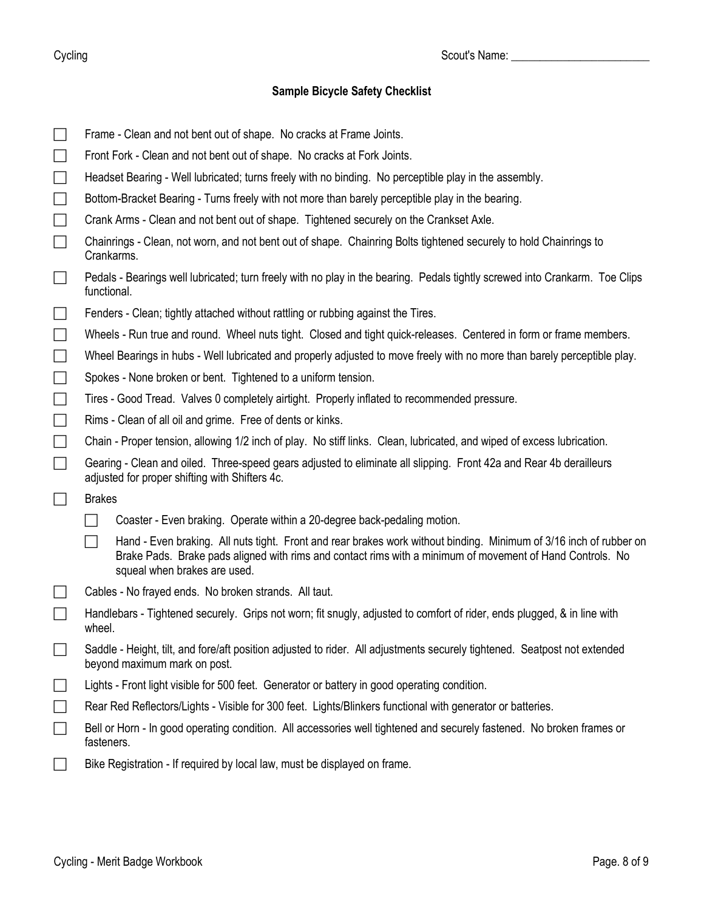Scout's Name: ________________________

## Sample Bicycle Safety Checklist

- [ ] Frame - Clean and not bent out of shape. No cracks at Frame Joints.
- [ ] Front Fork - Clean and not bent out of shape. No cracks at Fork Joints.
- [ ] Headset Bearing - Well lubricated; turns freely with no binding. No perceptible play in the assembly.
- [ ] Bottom-Bracket Bearing - Turns freely with not more than barely perceptible play in the bearing.
- [ ] Crank Arms - Clean and not bent out of shape. Tightened securely on the Crankset Axle.
- [ ] Chainrings - Clean, not worn, and not bent out of shape. Chainring Bolts tightened securely to hold Chainrings to Crankarms.
- [ ] Pedals - Bearings well lubricated; turn freely with no play in the bearing. Pedals tightly screwed into Crankarm. Toe Clips functional.
- [ ] Fenders - Clean; tightly attached without rattling or rubbing against the Tires.
- [ ] Wheels - Run true and round. Wheel nuts tight. Closed and tight quick-releases. Centered in form or frame members.
- [ ] Wheel Bearings in hubs - Well lubricated and properly adjusted to move freely with no more than barely perceptible play.
- [ ] Spokes - None broken or bent. Tightened to a uniform tension.
- [ ] Tires - Good Tread. Valves 0 completely airtight. Properly inflated to recommended pressure.
- [ ] Rims - Clean of all oil and grime. Free of dents or kinks.
- [ ] Chain - Proper tension, allowing 1/2 inch of play. No stiff links. Clean, lubricated, and wiped of excess lubrication.
- [ ] Gearing - Clean and oiled. Three-speed gears adjusted to eliminate all slipping. Front 42a and Rear 4b derailleurs adjusted for proper shifting with Shifters 4c.
- [ ] Brakes
  - [ ] Coaster - Even braking. Operate within a 20-degree back-pedaling motion.
  - [ ] Hand - Even braking. All nuts tight. Front and rear brakes work without binding. Minimum of 3/16 inch of rubber on Brake Pads. Brake pads aligned with rims and contact rims with a minimum of movement of Hand Controls. No squeal when brakes are used.
- [ ] Cables - No frayed ends. No broken strands. All taut.
- [ ] Handlebars - Tightened securely. Grips not worn; fit snugly, adjusted to comfort of rider, ends plugged, & in line with wheel.
- [ ] Saddle - Height, tilt, and fore/aft position adjusted to rider. All adjustments securely tightened. Seatpost not extended beyond maximum mark on post.
- [ ] Lights - Front light visible for 500 feet. Generator or battery in good operating condition.
- [ ] Rear Red Reflectors/Lights - Visible for 300 feet. Lights/Blinkers functional with generator or batteries.
- [ ] Bell or Horn - In good operating condition. All accessories well tightened and securely fastened. No broken frames or fasteners.
- [ ] Bike Registration - If required by local law, must be displayed on frame.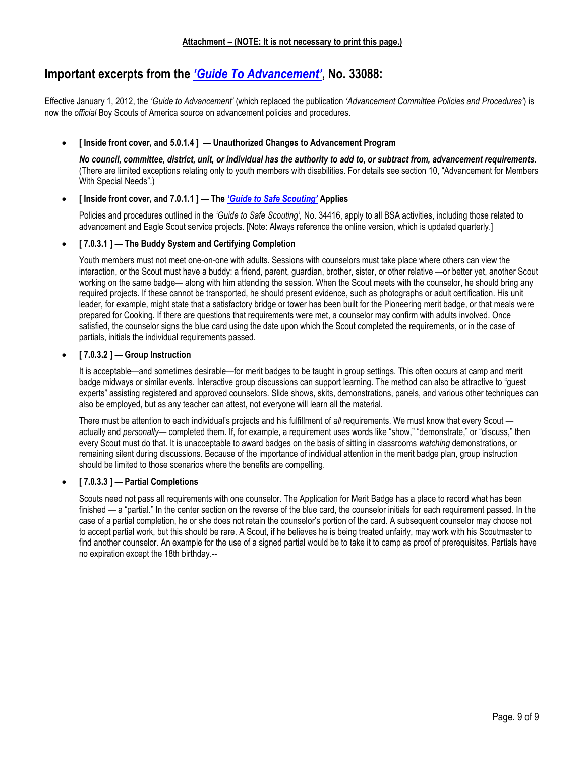**Attachment – (NOTE: It is not necessary to print this page.)**

## Important excerpts from the *'Guide To Advancement'*, No. 33088:

Effective January 1, 2012, the *'Guide to Advancement'* (which replaced the publication *'Advancement Committee Policies and Procedures'*) is now the *official* Boy Scouts of America source on advancement policies and procedures.

- **[ Inside front cover, and 5.0.1.4 ] — Unauthorized Changes to Advancement Program**

  ***No council, committee, district, unit, or individual has the authority to add to, or subtract from, advancement requirements.*** (There are limited exceptions relating only to youth members with disabilities. For details see section 10, "Advancement for Members With Special Needs".)

- **[ Inside front cover, and 7.0.1.1 ] — The *'Guide to Safe Scouting'* Applies**

  Policies and procedures outlined in the *'Guide to Safe Scouting'*, No. 34416, apply to all BSA activities, including those related to advancement and Eagle Scout service projects. [Note: Always reference the online version, which is updated quarterly.]

- **[ 7.0.3.1 ] — The Buddy System and Certifying Completion**

  Youth members must not meet one-on-one with adults. Sessions with counselors must take place where others can view the interaction, or the Scout must have a buddy: a friend, parent, guardian, brother, sister, or other relative —or better yet, another Scout working on the same badge— along with him attending the session. When the Scout meets with the counselor, he should bring any required projects. If these cannot be transported, he should present evidence, such as photographs or adult certification. His unit leader, for example, might state that a satisfactory bridge or tower has been built for the Pioneering merit badge, or that meals were prepared for Cooking. If there are questions that requirements were met, a counselor may confirm with adults involved. Once satisfied, the counselor signs the blue card using the date upon which the Scout completed the requirements, or in the case of partials, initials the individual requirements passed.

- **[ 7.0.3.2 ] — Group Instruction**

  It is acceptable—and sometimes desirable—for merit badges to be taught in group settings. This often occurs at camp and merit badge midways or similar events. Interactive group discussions can support learning. The method can also be attractive to "guest experts" assisting registered and approved counselors. Slide shows, skits, demonstrations, panels, and various other techniques can also be employed, but as any teacher can attest, not everyone will learn all the material.

  There must be attention to each individual's projects and his fulfillment of *all* requirements. We must know that every Scout — actually and *personally*— completed them. If, for example, a requirement uses words like "show," "demonstrate," or "discuss," then every Scout must do that. It is unacceptable to award badges on the basis of sitting in classrooms *watching* demonstrations, or remaining silent during discussions. Because of the importance of individual attention in the merit badge plan, group instruction should be limited to those scenarios where the benefits are compelling.

- **[ 7.0.3.3 ] — Partial Completions**

  Scouts need not pass all requirements with one counselor. The Application for Merit Badge has a place to record what has been finished — a "partial." In the center section on the reverse of the blue card, the counselor initials for each requirement passed. In the case of a partial completion, he or she does not retain the counselor's portion of the card. A subsequent counselor may choose not to accept partial work, but this should be rare. A Scout, if he believes he is being treated unfairly, may work with his Scoutmaster to find another counselor. An example for the use of a signed partial would be to take it to camp as proof of prerequisites. Partials have no expiration except the 18th birthday.--